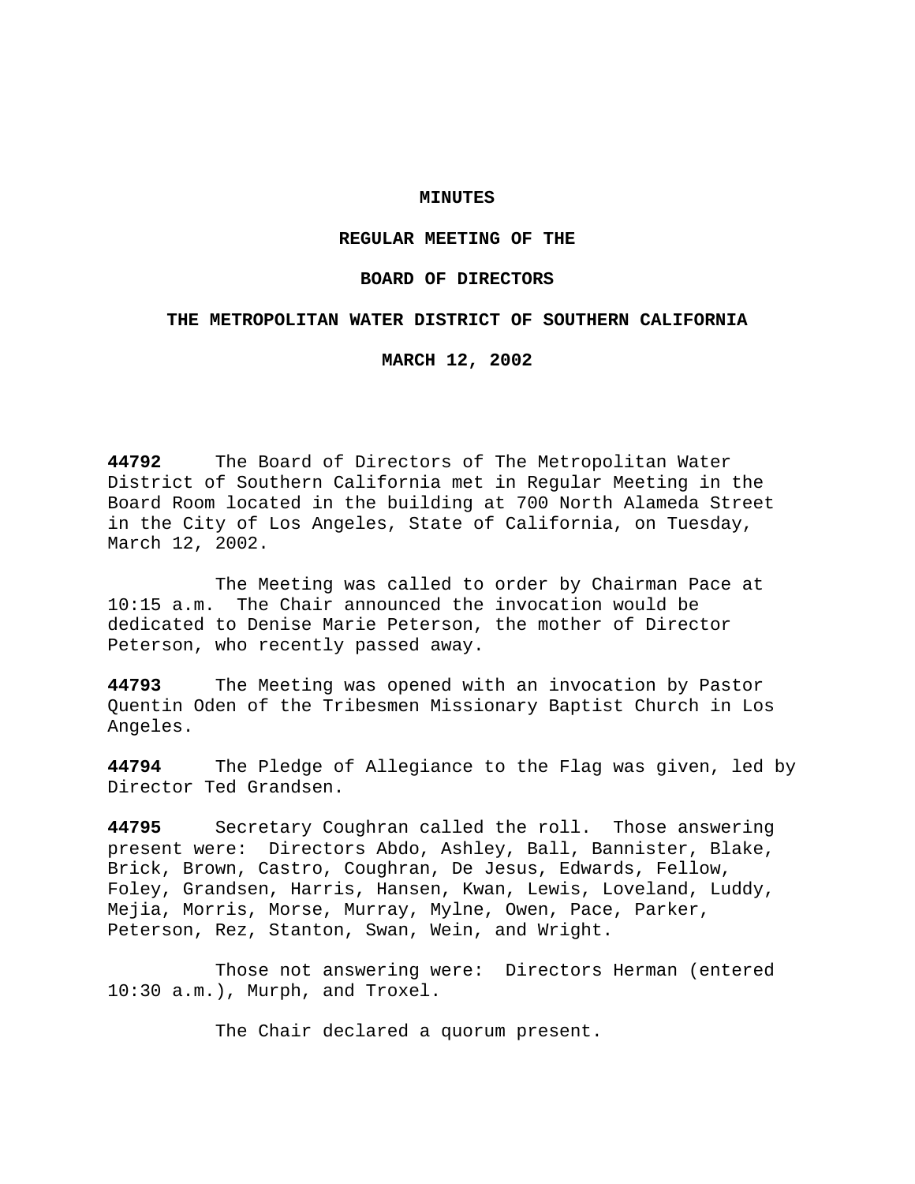# MINUTES

## REGULAR MEETING OF THE

## BOARD OF DIRECTORS

## THE METROPOLITAN WATER DISTRICT OF SOUTHERN CALIFORNIA

## MARCH 12, 2002

**44792** The Board of Directors of The Metropolitan Water District of Southern California met in Regular Meeting in the Board Room located in the building at 700 North Alameda Street in the City of Los Angeles, State of California, on Tuesday, March 12, 2002.

The Meeting was called to order by Chairman Pace at 10:15 a.m. The Chair announced the invocation would be dedicated to Denise Marie Peterson, the mother of Director Peterson, who recently passed away.

**44793** The Meeting was opened with an invocation by Pastor Quentin Oden of the Tribesmen Missionary Baptist Church in Los Angeles.

**44794** The Pledge of Allegiance to the Flag was given, led by Director Ted Grandsen.

**44795** Secretary Coughran called the roll. Those answering present were: Directors Abdo, Ashley, Ball, Bannister, Blake, Brick, Brown, Castro, Coughran, De Jesus, Edwards, Fellow, Foley, Grandsen, Harris, Hansen, Kwan, Lewis, Loveland, Luddy, Mejia, Morris, Morse, Murray, Mylne, Owen, Pace, Parker, Peterson, Rez, Stanton, Swan, Wein, and Wright.

Those not answering were: Directors Herman (entered 10:30 a.m.), Murph, and Troxel.

The Chair declared a quorum present.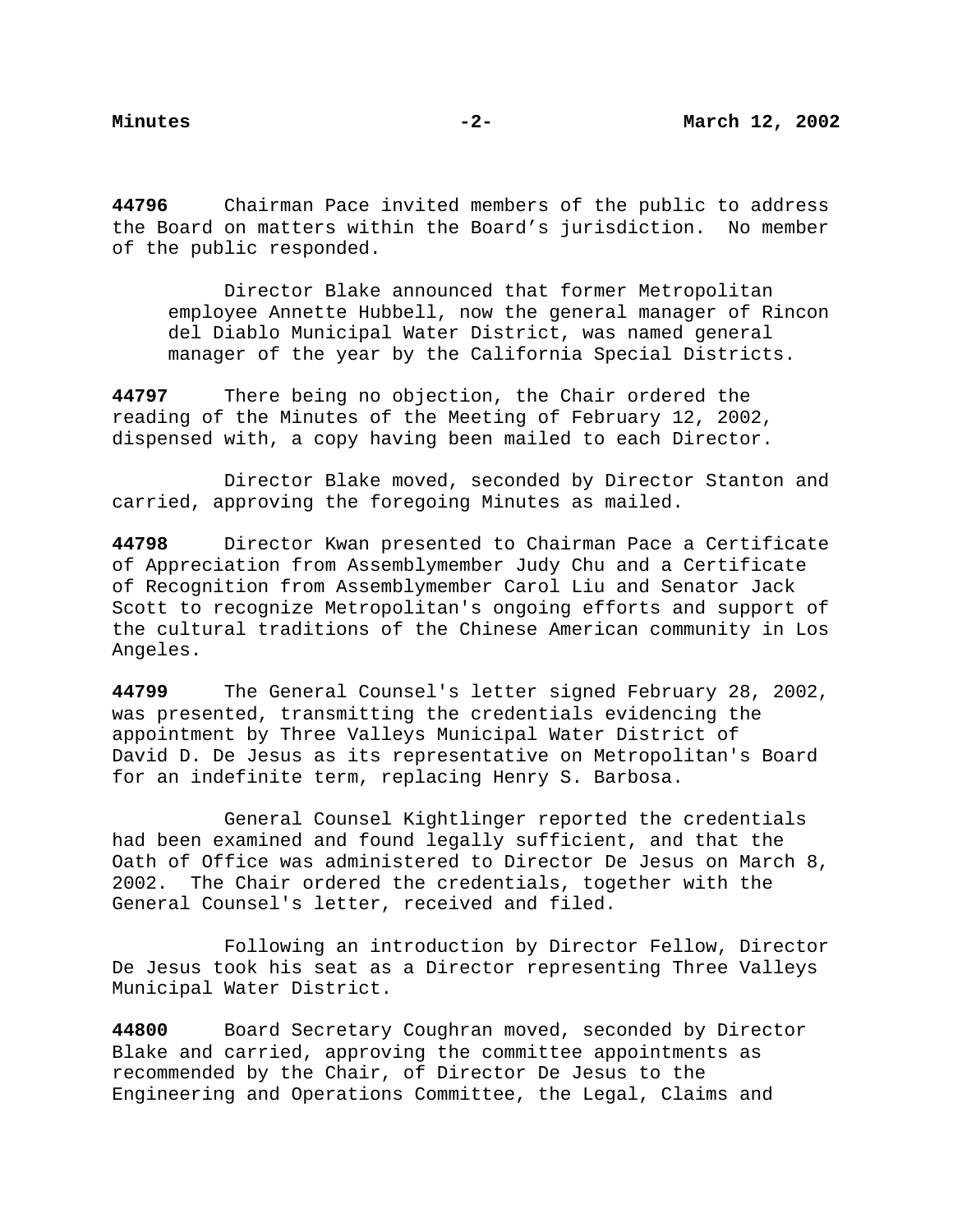**44796** Chairman Pace invited members of the public to address the Board on matters within the Board's jurisdiction. No member of the public responded.

Director Blake announced that former Metropolitan employee Annette Hubbell, now the general manager of Rincon del Diablo Municipal Water District, was named general manager of the year by the California Special Districts.

**44797** There being no objection, the Chair ordered the reading of the Minutes of the Meeting of February 12, 2002, dispensed with, a copy having been mailed to each Director.

Director Blake moved, seconded by Director Stanton and carried, approving the foregoing Minutes as mailed.

**44798** Director Kwan presented to Chairman Pace a Certificate of Appreciation from Assemblymember Judy Chu and a Certificate of Recognition from Assemblymember Carol Liu and Senator Jack Scott to recognize Metropolitan's ongoing efforts and support of the cultural traditions of the Chinese American community in Los Angeles.

**44799** The General Counsel's letter signed February 28, 2002, was presented, transmitting the credentials evidencing the appointment by Three Valleys Municipal Water District of David D. De Jesus as its representative on Metropolitan's Board for an indefinite term, replacing Henry S. Barbosa.

General Counsel Kightlinger reported the credentials had been examined and found legally sufficient, and that the Oath of Office was administered to Director De Jesus on March 8, 2002. The Chair ordered the credentials, together with the General Counsel's letter, received and filed.

Following an introduction by Director Fellow, Director De Jesus took his seat as a Director representing Three Valleys Municipal Water District.

**44800** Board Secretary Coughran moved, seconded by Director Blake and carried, approving the committee appointments as recommended by the Chair, of Director De Jesus to the Engineering and Operations Committee, the Legal, Claims and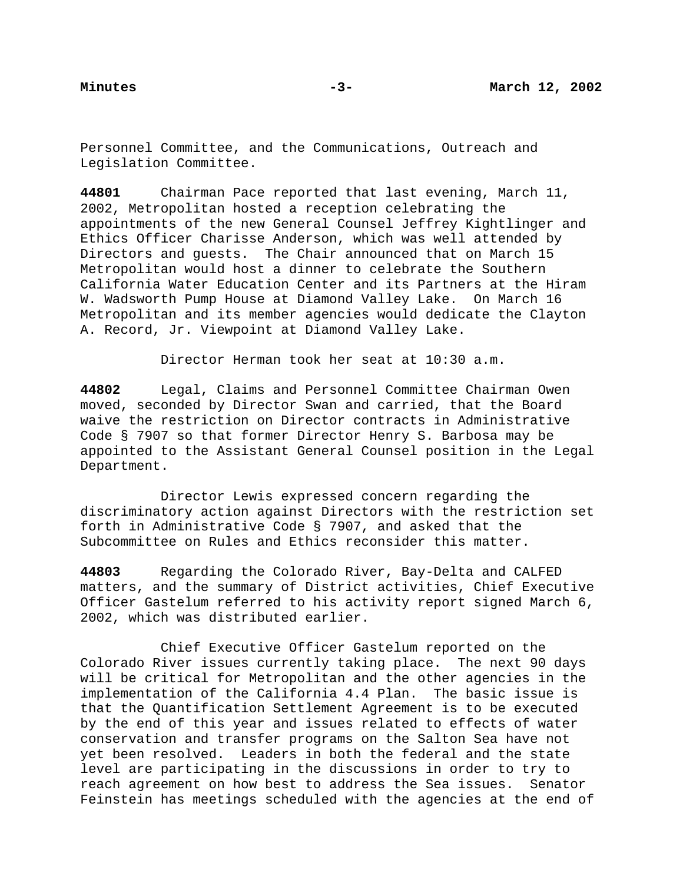Personnel Committee, and the Communications, Outreach and Legislation Committee.

**44801** Chairman Pace reported that last evening, March 11, 2002, Metropolitan hosted a reception celebrating the appointments of the new General Counsel Jeffrey Kightlinger and Ethics Officer Charisse Anderson, which was well attended by Directors and guests. The Chair announced that on March 15 Metropolitan would host a dinner to celebrate the Southern California Water Education Center and its Partners at the Hiram W. Wadsworth Pump House at Diamond Valley Lake. On March 16 Metropolitan and its member agencies would dedicate the Clayton A. Record, Jr. Viewpoint at Diamond Valley Lake.

Director Herman took her seat at 10:30 a.m.

**44802** Legal, Claims and Personnel Committee Chairman Owen moved, seconded by Director Swan and carried, that the Board waive the restriction on Director contracts in Administrative Code § 7907 so that former Director Henry S. Barbosa may be appointed to the Assistant General Counsel position in the Legal Department.

Director Lewis expressed concern regarding the discriminatory action against Directors with the restriction set forth in Administrative Code § 7907, and asked that the Subcommittee on Rules and Ethics reconsider this matter.

**44803** Regarding the Colorado River, Bay-Delta and CALFED matters, and the summary of District activities, Chief Executive Officer Gastelum referred to his activity report signed March 6, 2002, which was distributed earlier.

Chief Executive Officer Gastelum reported on the Colorado River issues currently taking place. The next 90 days will be critical for Metropolitan and the other agencies in the implementation of the California 4.4 Plan. The basic issue is that the Quantification Settlement Agreement is to be executed by the end of this year and issues related to effects of water conservation and transfer programs on the Salton Sea have not yet been resolved. Leaders in both the federal and the state level are participating in the discussions in order to try to reach agreement on how best to address the Sea issues. Senator Feinstein has meetings scheduled with the agencies at the end of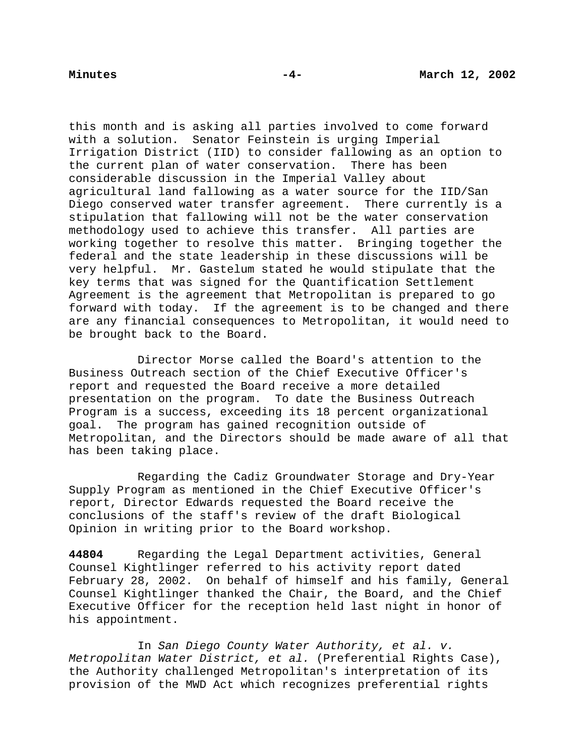this month and is asking all parties involved to come forward with a solution. Senator Feinstein is urging Imperial Irrigation District (IID) to consider fallowing as an option to the current plan of water conservation. There has been considerable discussion in the Imperial Valley about agricultural land fallowing as a water source for the IID/San Diego conserved water transfer agreement. There currently is a stipulation that fallowing will not be the water conservation methodology used to achieve this transfer. All parties are working together to resolve this matter. Bringing together the federal and the state leadership in these discussions will be very helpful. Mr. Gastelum stated he would stipulate that the key terms that was signed for the Quantification Settlement Agreement is the agreement that Metropolitan is prepared to go forward with today. If the agreement is to be changed and there are any financial consequences to Metropolitan, it would need to be brought back to the Board.

Director Morse called the Board's attention to the Business Outreach section of the Chief Executive Officer's report and requested the Board receive a more detailed presentation on the program. To date the Business Outreach Program is a success, exceeding its 18 percent organizational goal. The program has gained recognition outside of Metropolitan, and the Directors should be made aware of all that has been taking place.

Regarding the Cadiz Groundwater Storage and Dry-Year Supply Program as mentioned in the Chief Executive Officer's report, Director Edwards requested the Board receive the conclusions of the staff's review of the draft Biological Opinion in writing prior to the Board workshop.

**44804** Regarding the Legal Department activities, General Counsel Kightlinger referred to his activity report dated February 28, 2002. On behalf of himself and his family, General Counsel Kightlinger thanked the Chair, the Board, and the Chief Executive Officer for the reception held last night in honor of his appointment.

In *San Diego County Water Authority, et al. v. Metropolitan Water District, et al.* (Preferential Rights Case), the Authority challenged Metropolitan's interpretation of its provision of the MWD Act which recognizes preferential rights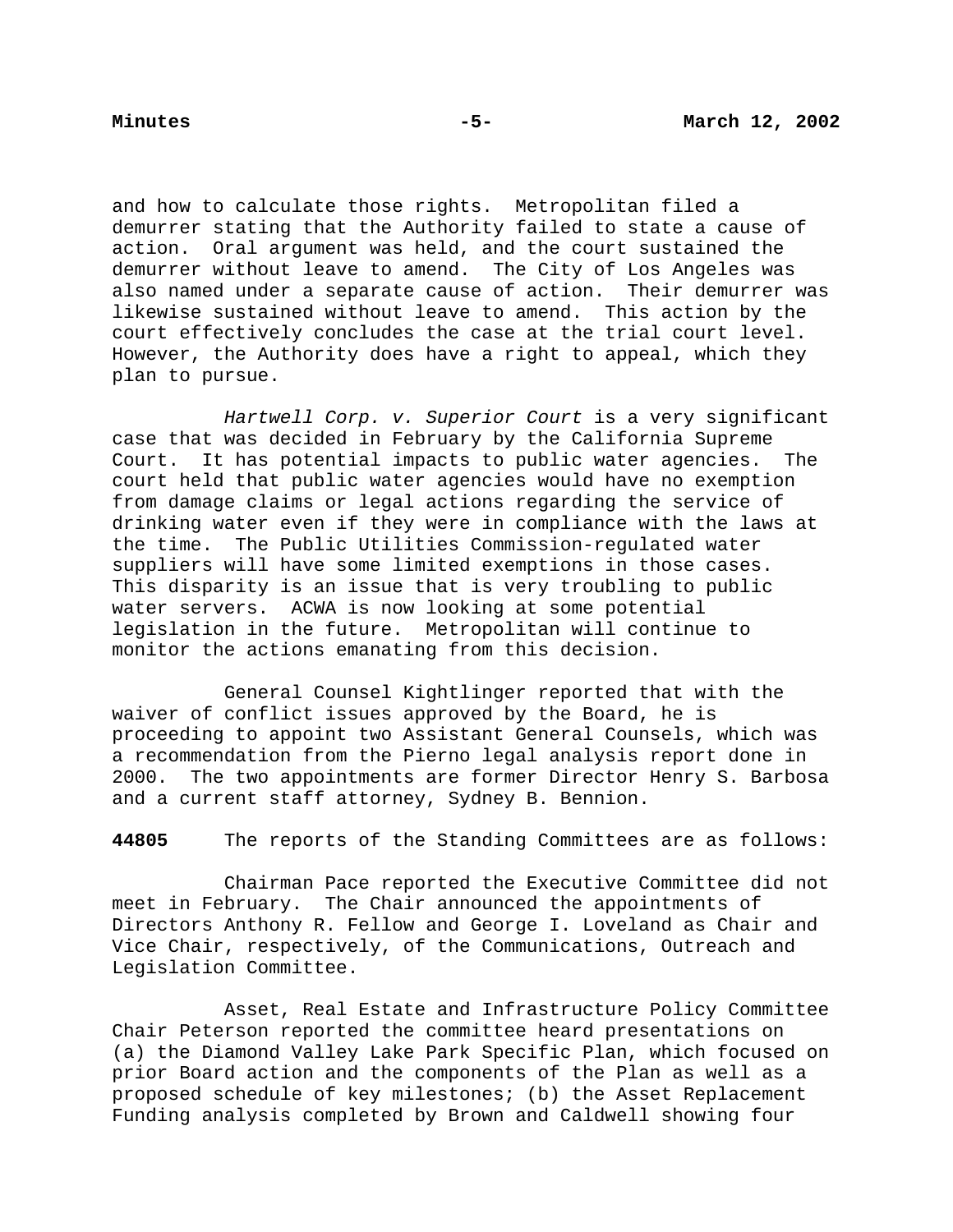and how to calculate those rights. Metropolitan filed a demurrer stating that the Authority failed to state a cause of action. Oral argument was held, and the court sustained the demurrer without leave to amend. The City of Los Angeles was also named under a separate cause of action. Their demurrer was likewise sustained without leave to amend. This action by the court effectively concludes the case at the trial court level. However, the Authority does have a right to appeal, which they plan to pursue.

*Hartwell Corp. v. Superior Court* is a very significant case that was decided in February by the California Supreme Court. It has potential impacts to public water agencies. The court held that public water agencies would have no exemption from damage claims or legal actions regarding the service of drinking water even if they were in compliance with the laws at the time. The Public Utilities Commission-regulated water suppliers will have some limited exemptions in those cases. This disparity is an issue that is very troubling to public water servers. ACWA is now looking at some potential legislation in the future. Metropolitan will continue to monitor the actions emanating from this decision.

General Counsel Kightlinger reported that with the waiver of conflict issues approved by the Board, he is proceeding to appoint two Assistant General Counsels, which was a recommendation from the Pierno legal analysis report done in 2000. The two appointments are former Director Henry S. Barbosa and a current staff attorney, Sydney B. Bennion.

**44805** The reports of the Standing Committees are as follows:

Chairman Pace reported the Executive Committee did not meet in February. The Chair announced the appointments of Directors Anthony R. Fellow and George I. Loveland as Chair and Vice Chair, respectively, of the Communications, Outreach and Legislation Committee.

Asset, Real Estate and Infrastructure Policy Committee Chair Peterson reported the committee heard presentations on (a) the Diamond Valley Lake Park Specific Plan, which focused on prior Board action and the components of the Plan as well as a proposed schedule of key milestones; (b) the Asset Replacement Funding analysis completed by Brown and Caldwell showing four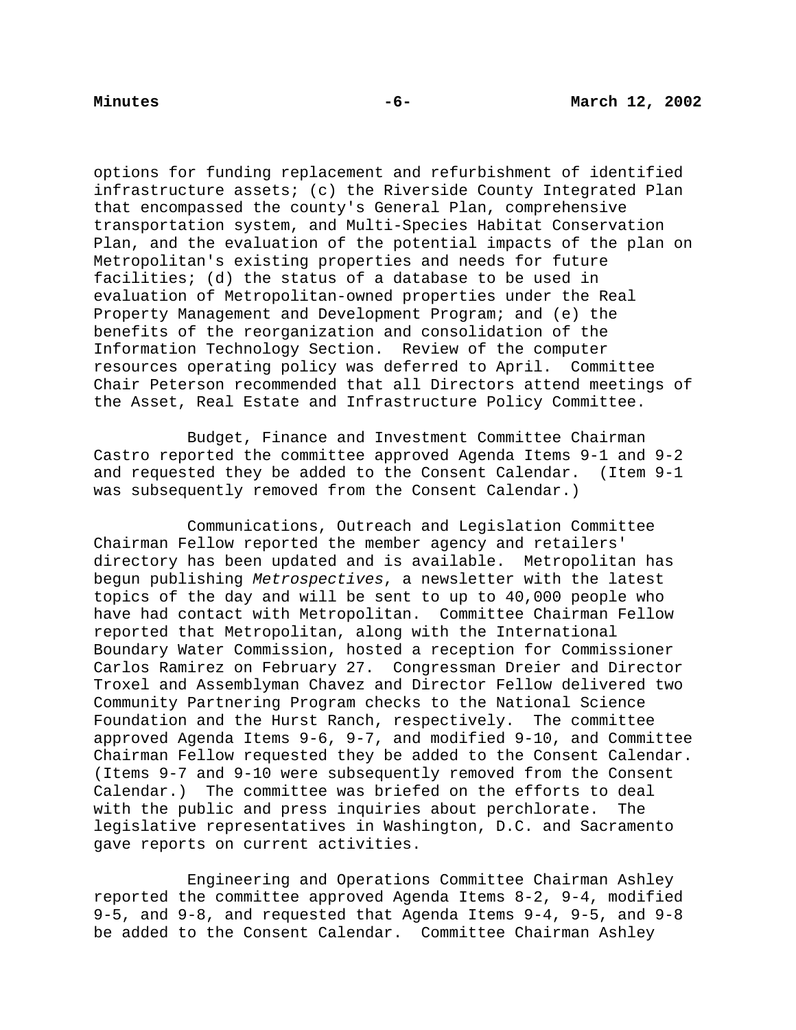options for funding replacement and refurbishment of identified infrastructure assets; (c) the Riverside County Integrated Plan that encompassed the county's General Plan, comprehensive transportation system, and Multi-Species Habitat Conservation Plan, and the evaluation of the potential impacts of the plan on Metropolitan's existing properties and needs for future facilities; (d) the status of a database to be used in evaluation of Metropolitan-owned properties under the Real Property Management and Development Program; and (e) the benefits of the reorganization and consolidation of the Information Technology Section. Review of the computer resources operating policy was deferred to April. Committee Chair Peterson recommended that all Directors attend meetings of the Asset, Real Estate and Infrastructure Policy Committee.

Budget, Finance and Investment Committee Chairman Castro reported the committee approved Agenda Items 9-1 and 9-2 and requested they be added to the Consent Calendar. (Item 9-1 was subsequently removed from the Consent Calendar.)

Communications, Outreach and Legislation Committee Chairman Fellow reported the member agency and retailers' directory has been updated and is available. Metropolitan has begun publishing *Metrospectives*, a newsletter with the latest topics of the day and will be sent to up to 40,000 people who have had contact with Metropolitan. Committee Chairman Fellow reported that Metropolitan, along with the International Boundary Water Commission, hosted a reception for Commissioner Carlos Ramirez on February 27. Congressman Dreier and Director Troxel and Assemblyman Chavez and Director Fellow delivered two Community Partnering Program checks to the National Science Foundation and the Hurst Ranch, respectively. The committee approved Agenda Items 9-6, 9-7, and modified 9-10, and Committee Chairman Fellow requested they be added to the Consent Calendar. (Items 9-7 and 9-10 were subsequently removed from the Consent Calendar.) The committee was briefed on the efforts to deal with the public and press inquiries about perchlorate. The legislative representatives in Washington, D.C. and Sacramento gave reports on current activities.

Engineering and Operations Committee Chairman Ashley reported the committee approved Agenda Items 8-2, 9-4, modified 9-5, and 9-8, and requested that Agenda Items 9-4, 9-5, and 9-8 be added to the Consent Calendar. Committee Chairman Ashley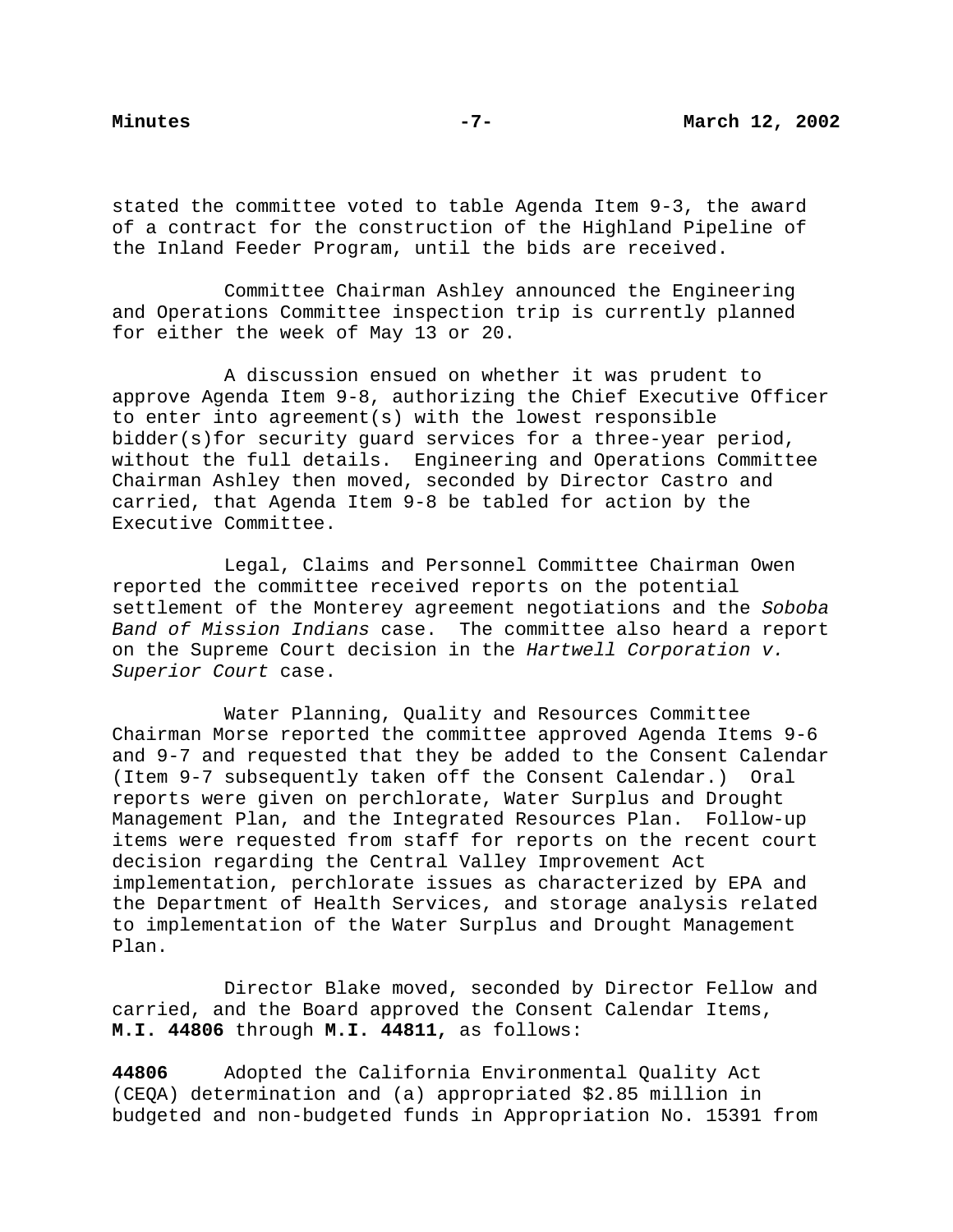stated the committee voted to table Agenda Item 9-3, the award of a contract for the construction of the Highland Pipeline of the Inland Feeder Program, until the bids are received.

Committee Chairman Ashley announced the Engineering and Operations Committee inspection trip is currently planned for either the week of May 13 or 20.

A discussion ensued on whether it was prudent to approve Agenda Item 9-8, authorizing the Chief Executive Officer to enter into agreement(s) with the lowest responsible bidder(s)for security guard services for a three-year period, without the full details. Engineering and Operations Committee Chairman Ashley then moved, seconded by Director Castro and carried, that Agenda Item 9-8 be tabled for action by the Executive Committee.

Legal, Claims and Personnel Committee Chairman Owen reported the committee received reports on the potential settlement of the Monterey agreement negotiations and the *Soboba Band of Mission Indians* case. The committee also heard a report on the Supreme Court decision in the *Hartwell Corporation v. Superior Court* case.

Water Planning, Quality and Resources Committee Chairman Morse reported the committee approved Agenda Items 9-6 and 9-7 and requested that they be added to the Consent Calendar (Item 9-7 subsequently taken off the Consent Calendar.) Oral reports were given on perchlorate, Water Surplus and Drought Management Plan, and the Integrated Resources Plan. Follow-up items were requested from staff for reports on the recent court decision regarding the Central Valley Improvement Act implementation, perchlorate issues as characterized by EPA and the Department of Health Services, and storage analysis related to implementation of the Water Surplus and Drought Management Plan.

Director Blake moved, seconded by Director Fellow and carried, and the Board approved the Consent Calendar Items, **M.I. 44806** through **M.I. 44811,** as follows:

**44806** Adopted the California Environmental Quality Act (CEQA) determination and (a) appropriated $2.85 million in budgeted and non-budgeted funds in Appropriation No. 15391 from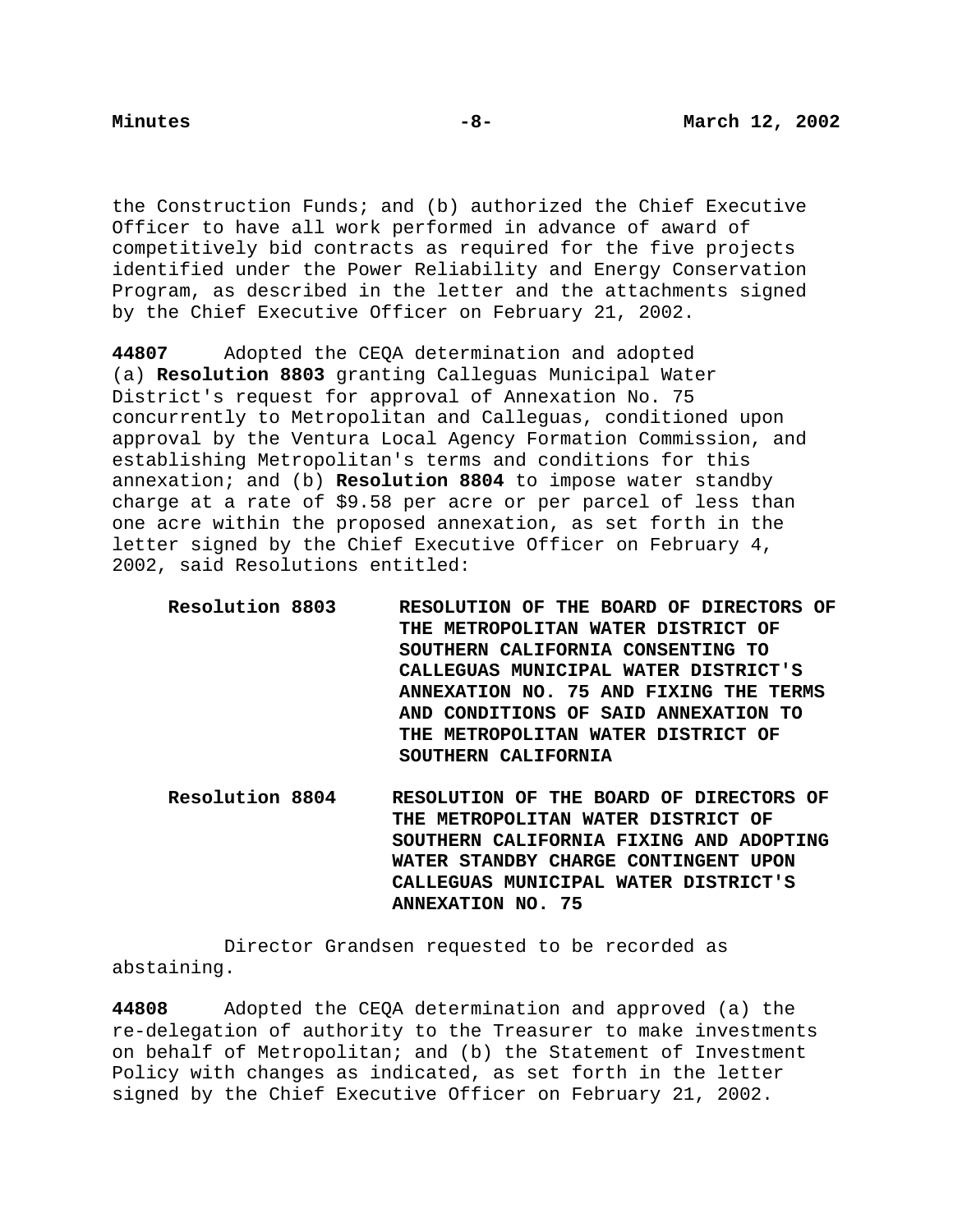the Construction Funds; and (b) authorized the Chief Executive Officer to have all work performed in advance of award of competitively bid contracts as required for the five projects identified under the Power Reliability and Energy Conservation Program, as described in the letter and the attachments signed by the Chief Executive Officer on February 21, 2002.

**44807** Adopted the CEQA determination and adopted (a) **Resolution 8803** granting Calleguas Municipal Water District's request for approval of Annexation No. 75 concurrently to Metropolitan and Calleguas, conditioned upon approval by the Ventura Local Agency Formation Commission, and establishing Metropolitan's terms and conditions for this annexation; and (b) **Resolution 8804** to impose water standby charge at a rate of $9.58 per acre or per parcel of less than one acre within the proposed annexation, as set forth in the letter signed by the Chief Executive Officer on February 4, 2002, said Resolutions entitled:

**Resolution 8803** **RESOLUTION OF THE BOARD OF DIRECTORS OF THE METROPOLITAN WATER DISTRICT OF SOUTHERN CALIFORNIA CONSENTING TO CALLEGUAS MUNICIPAL WATER DISTRICT'S ANNEXATION NO. 75 AND FIXING THE TERMS AND CONDITIONS OF SAID ANNEXATION TO THE METROPOLITAN WATER DISTRICT OF SOUTHERN CALIFORNIA**

**Resolution 8804** **RESOLUTION OF THE BOARD OF DIRECTORS OF THE METROPOLITAN WATER DISTRICT OF SOUTHERN CALIFORNIA FIXING AND ADOPTING WATER STANDBY CHARGE CONTINGENT UPON CALLEGUAS MUNICIPAL WATER DISTRICT'S ANNEXATION NO. 75**

Director Grandsen requested to be recorded as abstaining.

**44808** Adopted the CEQA determination and approved (a) the re-delegation of authority to the Treasurer to make investments on behalf of Metropolitan; and (b) the Statement of Investment Policy with changes as indicated, as set forth in the letter signed by the Chief Executive Officer on February 21, 2002.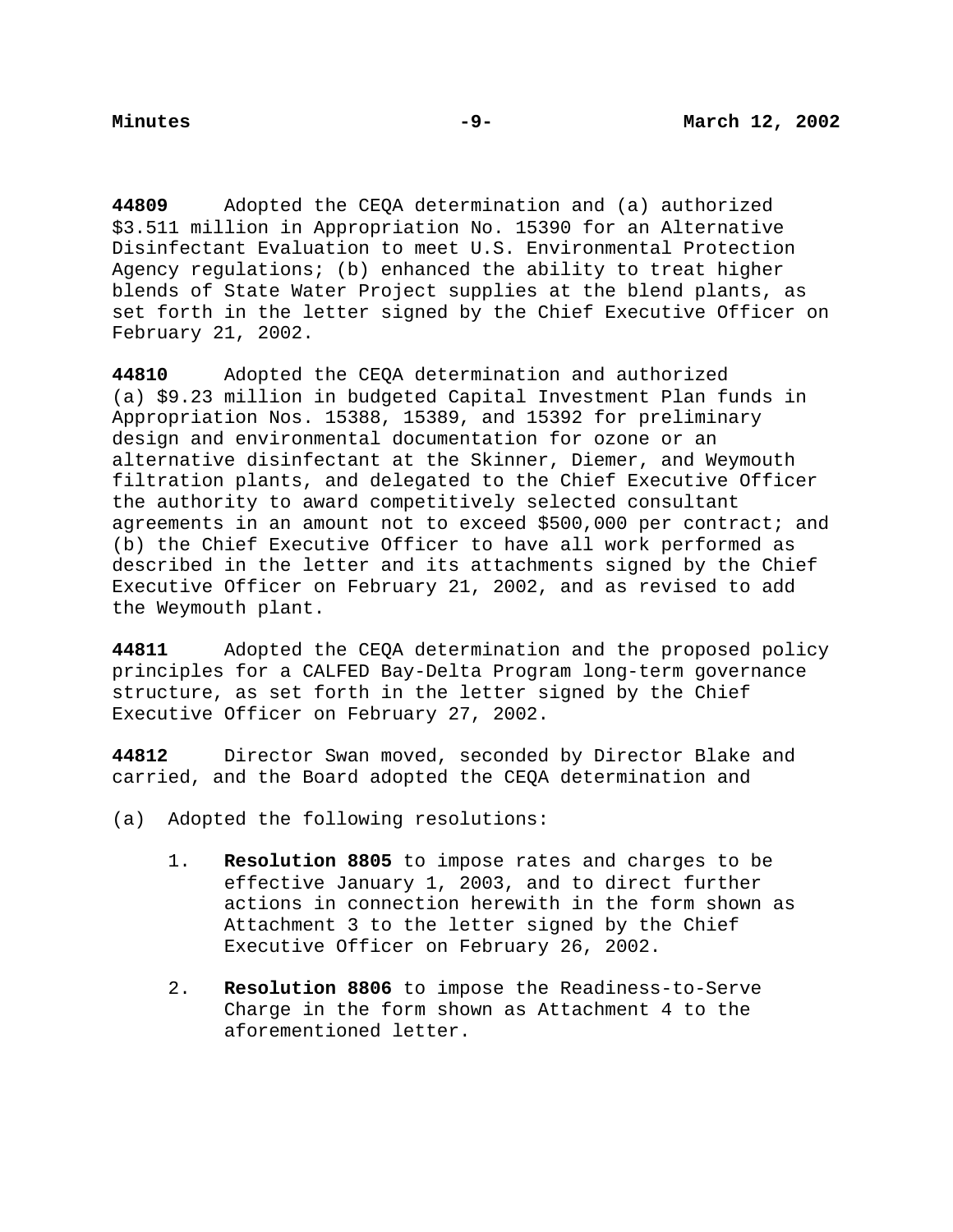**44809** Adopted the CEQA determination and (a) authorized $3.511 million in Appropriation No. 15390 for an Alternative Disinfectant Evaluation to meet U.S. Environmental Protection Agency regulations; (b) enhanced the ability to treat higher blends of State Water Project supplies at the blend plants, as set forth in the letter signed by the Chief Executive Officer on February 21, 2002.

**44810** Adopted the CEQA determination and authorized (a) $9.23 million in budgeted Capital Investment Plan funds in Appropriation Nos. 15388, 15389, and 15392 for preliminary design and environmental documentation for ozone or an alternative disinfectant at the Skinner, Diemer, and Weymouth filtration plants, and delegated to the Chief Executive Officer the authority to award competitively selected consultant agreements in an amount not to exceed $500,000 per contract; and (b) the Chief Executive Officer to have all work performed as described in the letter and its attachments signed by the Chief Executive Officer on February 21, 2002, and as revised to add the Weymouth plant.

**44811** Adopted the CEQA determination and the proposed policy principles for a CALFED Bay-Delta Program long-term governance structure, as set forth in the letter signed by the Chief Executive Officer on February 27, 2002.

**44812** Director Swan moved, seconded by Director Blake and carried, and the Board adopted the CEQA determination and

(a) Adopted the following resolutions:

1. **Resolution 8805** to impose rates and charges to be effective January 1, 2003, and to direct further actions in connection herewith in the form shown as Attachment 3 to the letter signed by the Chief Executive Officer on February 26, 2002.

2. **Resolution 8806** to impose the Readiness-to-Serve Charge in the form shown as Attachment 4 to the aforementioned letter.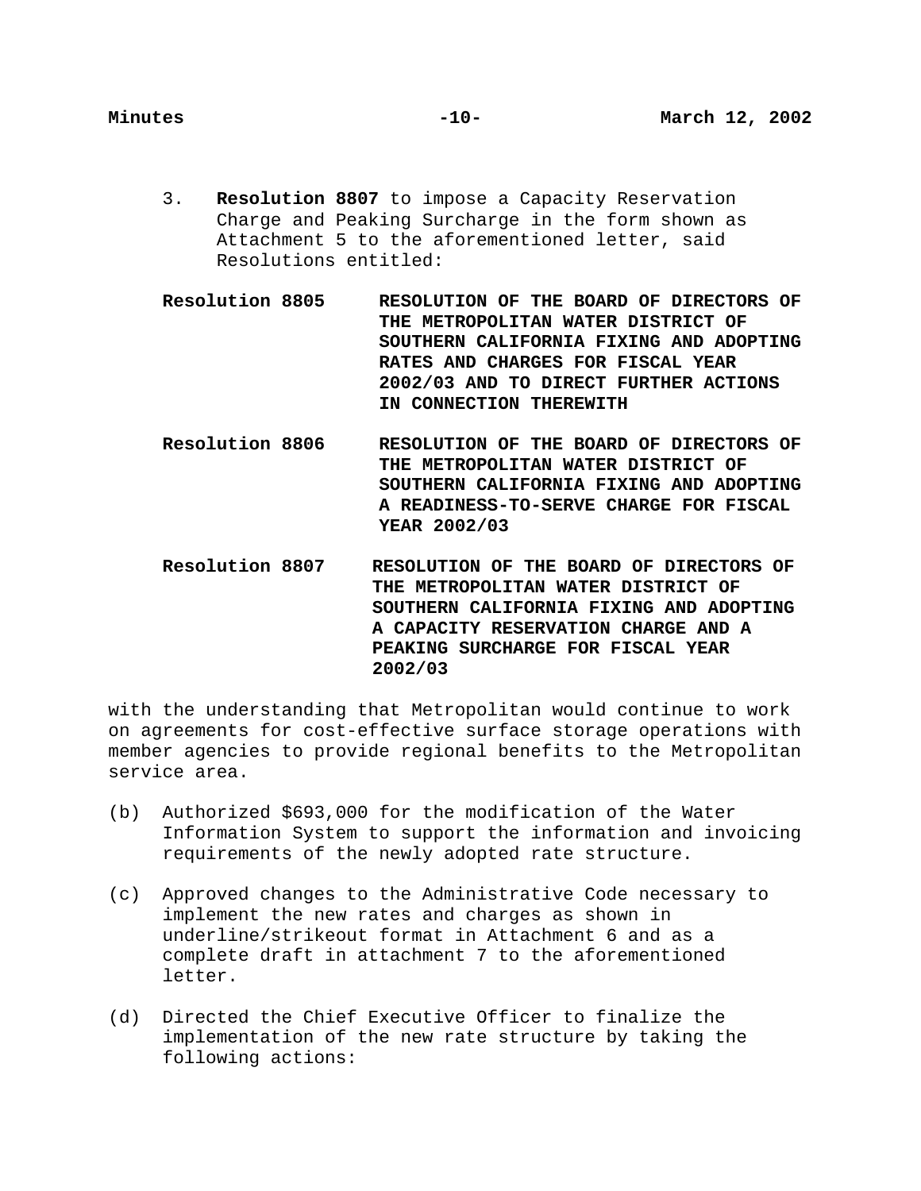3. **Resolution 8807** to impose a Capacity Reservation Charge and Peaking Surcharge in the form shown as Attachment 5 to the aforementioned letter, said Resolutions entitled:

**Resolution 8805** **RESOLUTION OF THE BOARD OF DIRECTORS OF THE METROPOLITAN WATER DISTRICT OF SOUTHERN CALIFORNIA FIXING AND ADOPTING RATES AND CHARGES FOR FISCAL YEAR 2002/03 AND TO DIRECT FURTHER ACTIONS IN CONNECTION THEREWITH**

**Resolution 8806** **RESOLUTION OF THE BOARD OF DIRECTORS OF THE METROPOLITAN WATER DISTRICT OF SOUTHERN CALIFORNIA FIXING AND ADOPTING A READINESS-TO-SERVE CHARGE FOR FISCAL YEAR 2002/03**

**Resolution 8807** **RESOLUTION OF THE BOARD OF DIRECTORS OF THE METROPOLITAN WATER DISTRICT OF SOUTHERN CALIFORNIA FIXING AND ADOPTING A CAPACITY RESERVATION CHARGE AND A PEAKING SURCHARGE FOR FISCAL YEAR 2002/03**

with the understanding that Metropolitan would continue to work on agreements for cost-effective surface storage operations with member agencies to provide regional benefits to the Metropolitan service area.

(b) Authorized $693,000 for the modification of the Water Information System to support the information and invoicing requirements of the newly adopted rate structure.

(c) Approved changes to the Administrative Code necessary to implement the new rates and charges as shown in underline/strikeout format in Attachment 6 and as a complete draft in attachment 7 to the aforementioned letter.

(d) Directed the Chief Executive Officer to finalize the implementation of the new rate structure by taking the following actions: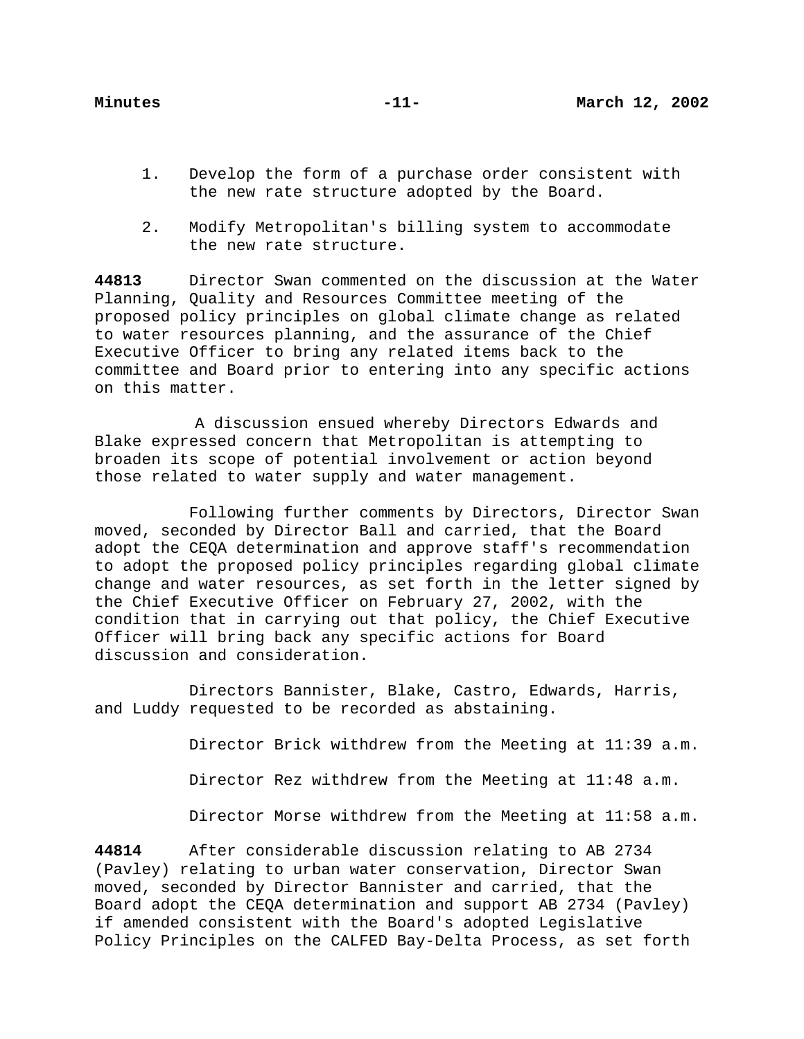1. Develop the form of a purchase order consistent with the new rate structure adopted by the Board.

2. Modify Metropolitan's billing system to accommodate the new rate structure.

**44813** Director Swan commented on the discussion at the Water Planning, Quality and Resources Committee meeting of the proposed policy principles on global climate change as related to water resources planning, and the assurance of the Chief Executive Officer to bring any related items back to the committee and Board prior to entering into any specific actions on this matter.

A discussion ensued whereby Directors Edwards and Blake expressed concern that Metropolitan is attempting to broaden its scope of potential involvement or action beyond those related to water supply and water management.

Following further comments by Directors, Director Swan moved, seconded by Director Ball and carried, that the Board adopt the CEQA determination and approve staff's recommendation to adopt the proposed policy principles regarding global climate change and water resources, as set forth in the letter signed by the Chief Executive Officer on February 27, 2002, with the condition that in carrying out that policy, the Chief Executive Officer will bring back any specific actions for Board discussion and consideration.

Directors Bannister, Blake, Castro, Edwards, Harris, and Luddy requested to be recorded as abstaining.

Director Brick withdrew from the Meeting at 11:39 a.m.

Director Rez withdrew from the Meeting at 11:48 a.m.

Director Morse withdrew from the Meeting at 11:58 a.m.

**44814** After considerable discussion relating to AB 2734 (Pavley) relating to urban water conservation, Director Swan moved, seconded by Director Bannister and carried, that the Board adopt the CEQA determination and support AB 2734 (Pavley) if amended consistent with the Board's adopted Legislative Policy Principles on the CALFED Bay-Delta Process, as set forth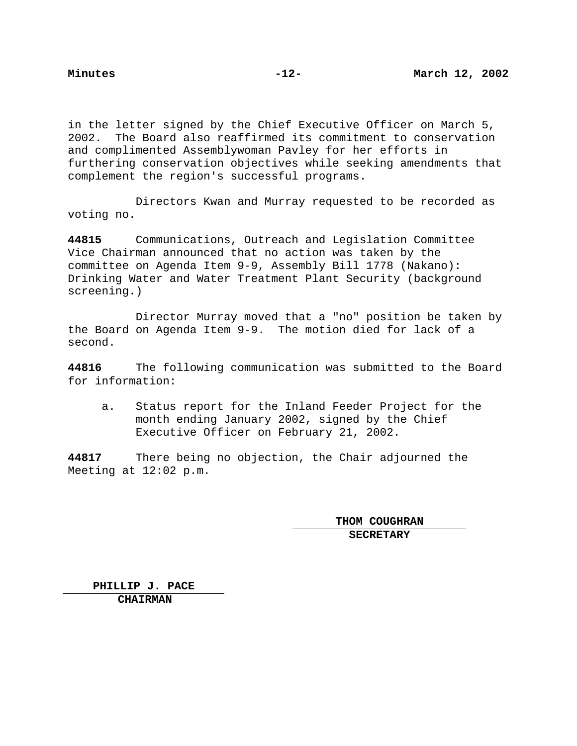in the letter signed by the Chief Executive Officer on March 5, 2002. The Board also reaffirmed its commitment to conservation and complimented Assemblywoman Pavley for her efforts in furthering conservation objectives while seeking amendments that complement the region's successful programs.

Directors Kwan and Murray requested to be recorded as voting no.

**44815** Communications, Outreach and Legislation Committee Vice Chairman announced that no action was taken by the committee on Agenda Item 9-9, Assembly Bill 1778 (Nakano): Drinking Water and Water Treatment Plant Security (background screening.)

Director Murray moved that a "no" position be taken by the Board on Agenda Item 9-9. The motion died for lack of a second.

**44816** The following communication was submitted to the Board for information:

a. Status report for the Inland Feeder Project for the month ending January 2002, signed by the Chief Executive Officer on February 21, 2002.

**44817** There being no objection, the Chair adjourned the Meeting at 12:02 p.m.

**THOM COUGHRAN**
**SECRETARY**

**PHILLIP J. PACE**
**CHAIRMAN**